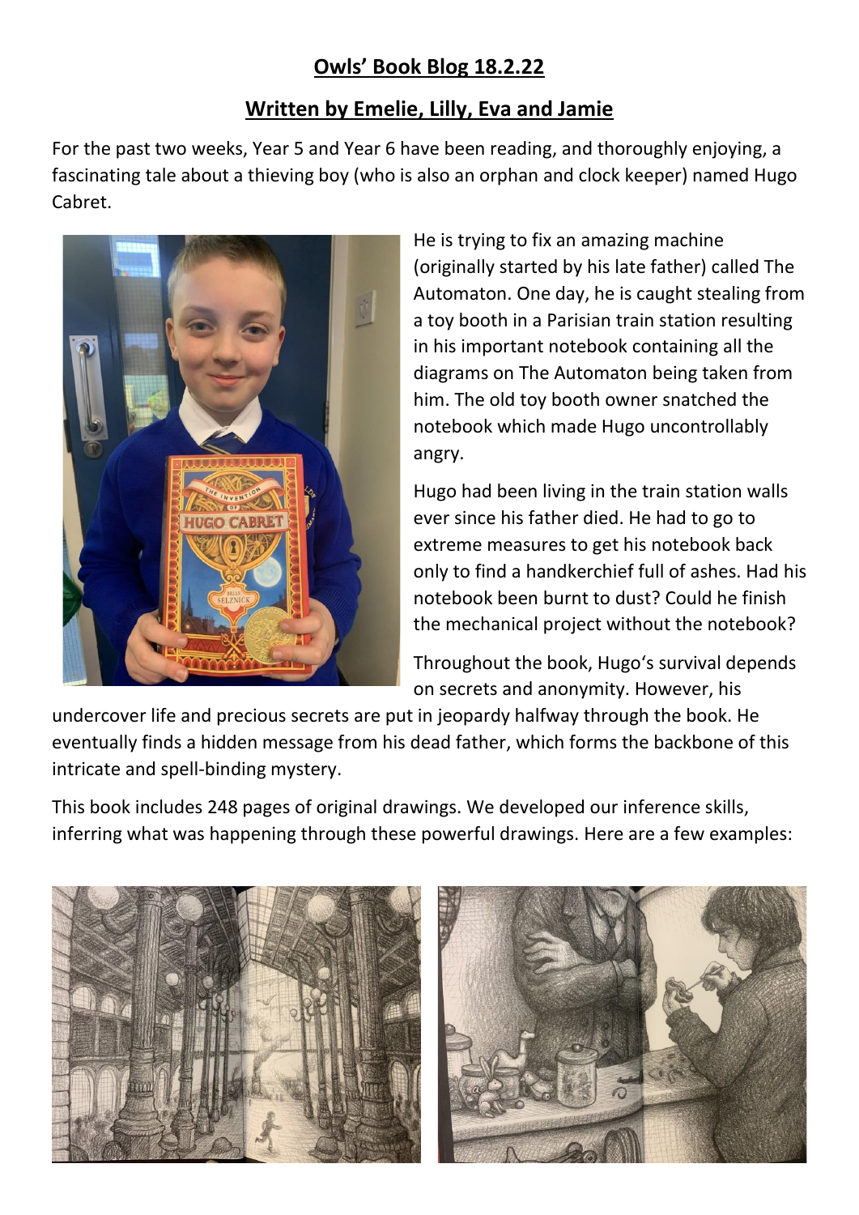# Owls' Book Blog 18.2.22

## Written by Emelie, Lilly, Eva and Jamie

For the past two weeks, Year 5 and Year 6 have been reading, and thoroughly enjoying, a fascinating tale about a thieving boy (who is also an orphan and clock keeper) named Hugo Cabret.

He is trying to fix an amazing machine (originally started by his late father) called The Automaton. One day, he is caught stealing from a toy booth in a Parisian train station resulting in his important notebook containing all the diagrams on The Automaton being taken from him. The old toy booth owner snatched the notebook which made Hugo uncontrollably angry.

Hugo had been living in the train station walls ever since his father died. He had to go to extreme measures to get his notebook back only to find a handkerchief full of ashes. Had his notebook been burnt to dust? Could he finish the mechanical project without the notebook?

Throughout the book, Hugo's survival depends on secrets and anonymity. However, his undercover life and precious secrets are put in jeopardy halfway through the book. He eventually finds a hidden message from his dead father, which forms the backbone of this intricate and spell-binding mystery.

This book includes 248 pages of original drawings. We developed our inference skills, inferring what was happening through these powerful drawings. Here are a few examples: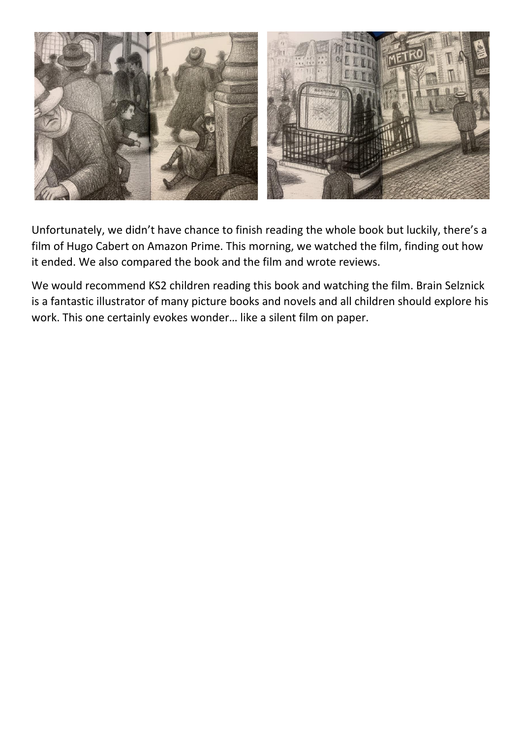Unfortunately, we didn't have chance to finish reading the whole book but luckily, there's a film of Hugo Cabert on Amazon Prime. This morning, we watched the film, finding out how it ended. We also compared the book and the film and wrote reviews.

We would recommend KS2 children reading this book and watching the film. Brain Selznick is a fantastic illustrator of many picture books and novels and all children should explore his work. This one certainly evokes wonder… like a silent film on paper.